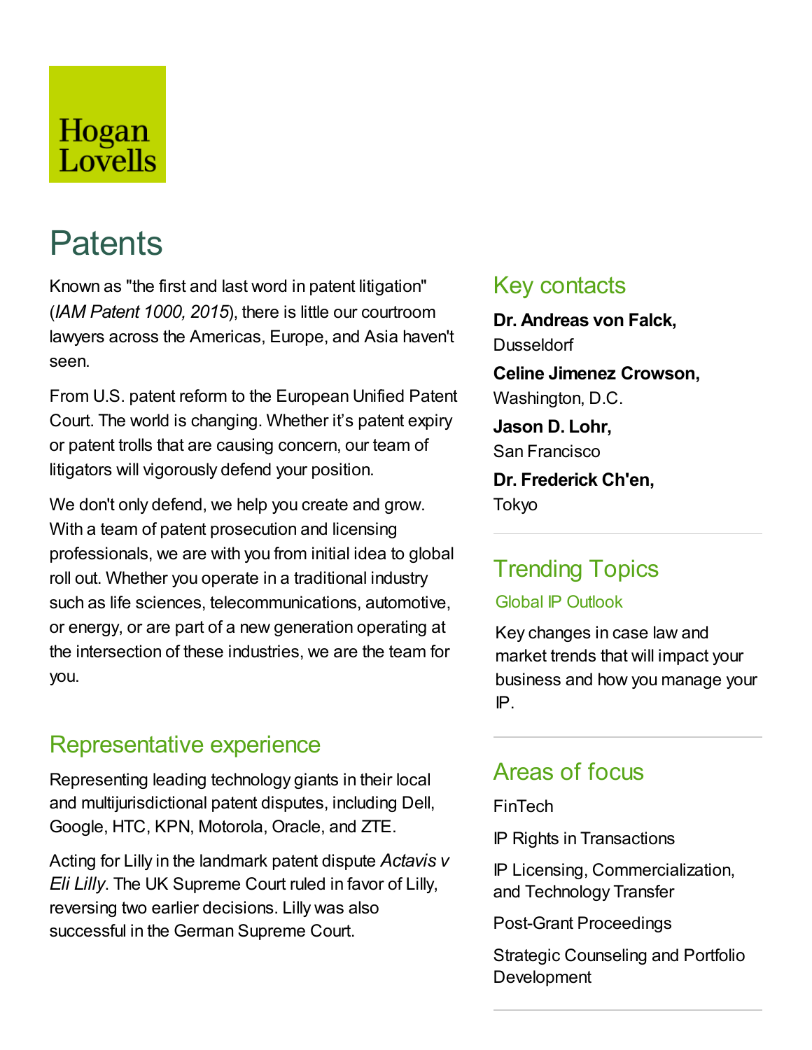Hogan Lovells

# Patents

Known as "the first and last word in patent litigation" (*IAM Patent 1000, 2015*), there is little our courtroom lawyers across the Americas, Europe, and Asia haven't seen.

From U.S. patent reform to the European Unified Patent Court. The world is changing. Whether it's patent expiry or patent trolls that are causing concern, our team of litigators will vigorously defend your position.

We don't only defend, we help you create and grow. With a team of patent prosecution and licensing professionals, we are with you from initial idea to global roll out. Whether you operate in a traditional industry such as life sciences, telecommunications, automotive, or energy, or are part of a new generation operating at the intersection of these industries, we are the team for you.

## Representative experience

Representing leading technology giants in their local and multijurisdictional patent disputes, including Dell, Google, HTC, KPN, Motorola, Oracle, and ZTE.

Acting for Lilly in the landmark patent dispute *Actavis v Eli Lilly*. The UK Supreme Court ruled in favor of Lilly, reversing two earlier decisions. Lilly was also successful in the German Supreme Court.

## Key contacts

**Dr. Andreas von Falck,**
Dusseldorf

**Celine Jimenez Crowson,**
Washington, D.C.

**Jason D. Lohr,**
San Francisco

**Dr. Frederick Ch'en,**
Tokyo

## Trending Topics

Global IP Outlook

Key changes in case law and market trends that will impact your business and how you manage your IP.

## Areas of focus

FinTech

IP Rights in Transactions

IP Licensing, Commercialization, and Technology Transfer

Post-Grant Proceedings

Strategic Counseling and Portfolio Development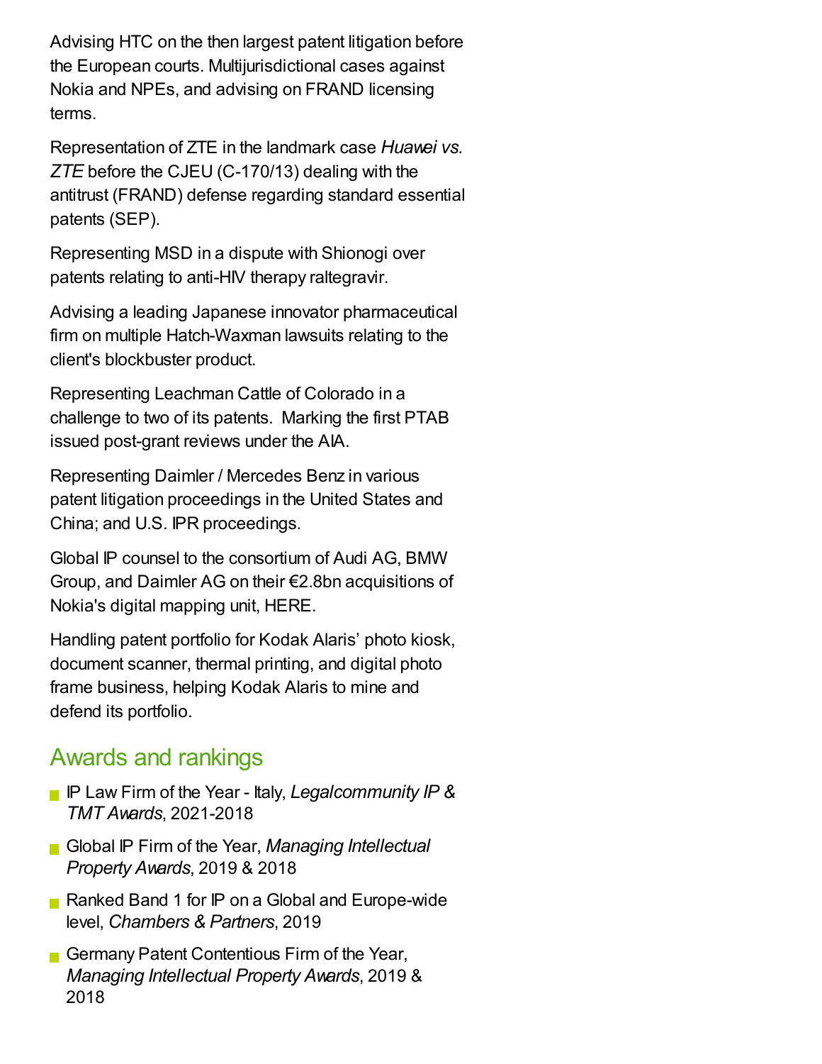Advising HTC on the then largest patent litigation before the European courts. Multijurisdictional cases against Nokia and NPEs, and advising on FRAND licensing terms.

Representation of ZTE in the landmark case *Huawei vs. ZTE* before the CJEU (C-170/13) dealing with the antitrust (FRAND) defense regarding standard essential patents (SEP).

Representing MSD in a dispute with Shionogi over patents relating to anti-HIV therapy raltegravir.

Advising a leading Japanese innovator pharmaceutical firm on multiple Hatch-Waxman lawsuits relating to the client's blockbuster product.

Representing Leachman Cattle of Colorado in a challenge to two of its patents.  Marking the first PTAB issued post-grant reviews under the AIA.

Representing Daimler / Mercedes Benz in various patent litigation proceedings in the United States and China; and U.S. IPR proceedings.

Global IP counsel to the consortium of Audi AG, BMW Group, and Daimler AG on their €2.8bn acquisitions of Nokia's digital mapping unit, HERE.

Handling patent portfolio for Kodak Alaris' photo kiosk, document scanner, thermal printing, and digital photo frame business, helping Kodak Alaris to mine and defend its portfolio.

## Awards and rankings

- IP Law Firm of the Year - Italy, *Legalcommunity IP & TMT Awards*, 2021-2018
- Global IP Firm of the Year, *Managing Intellectual Property Awards*, 2019 & 2018
- Ranked Band 1 for IP on a Global and Europe-wide level, *Chambers & Partners*, 2019
- Germany Patent Contentious Firm of the Year, *Managing Intellectual Property Awards*, 2019 & 2018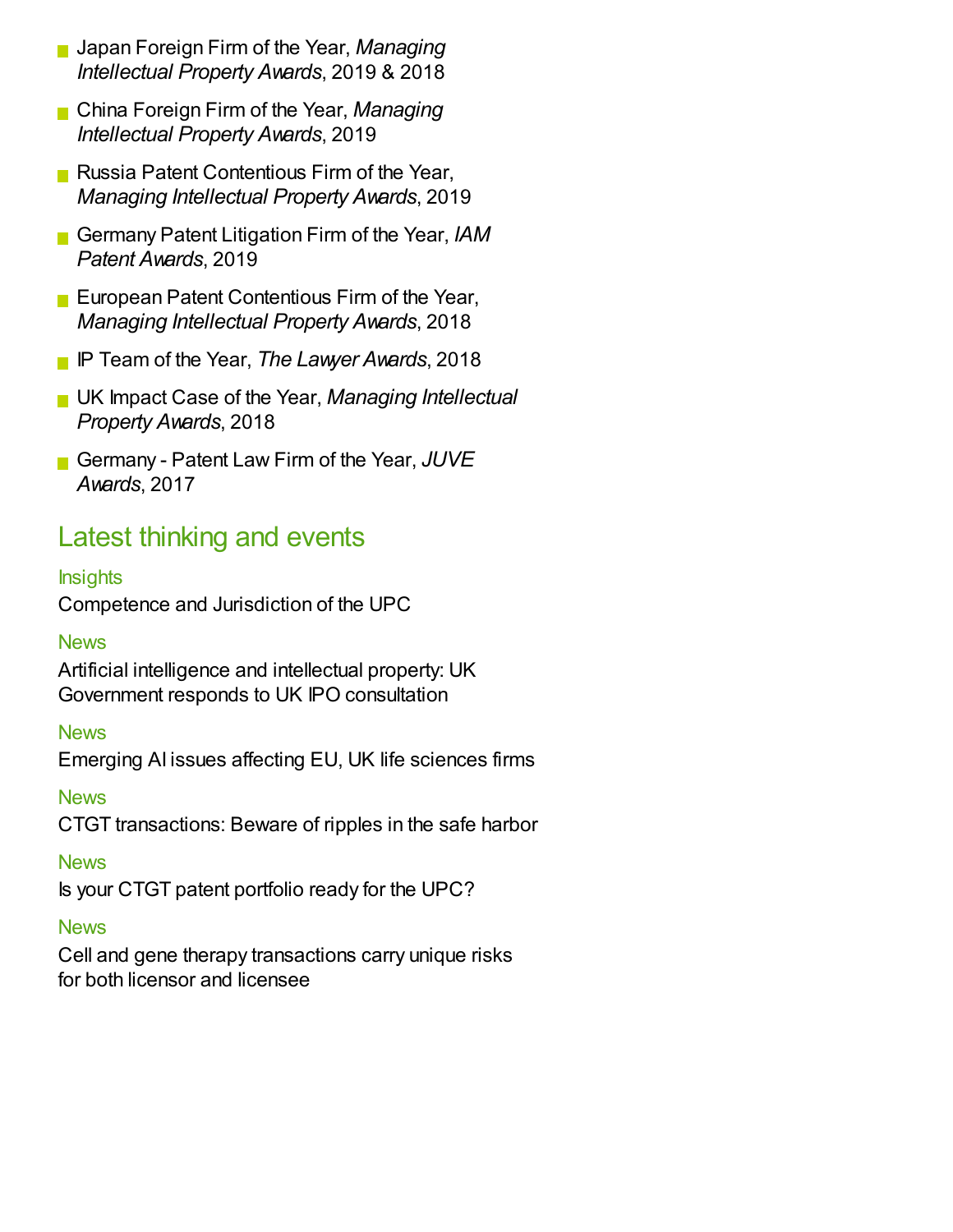- Japan Foreign Firm of the Year, *Managing Intellectual Property Awards*, 2019 & 2018
- China Foreign Firm of the Year, *Managing Intellectual Property Awards*, 2019
- Russia Patent Contentious Firm of the Year, *Managing Intellectual Property Awards*, 2019
- Germany Patent Litigation Firm of the Year, *IAM Patent Awards*, 2019
- European Patent Contentious Firm of the Year, *Managing Intellectual Property Awards*, 2018
- IP Team of the Year, *The Lawyer Awards*, 2018
- UK Impact Case of the Year, *Managing Intellectual Property Awards*, 2018
- Germany - Patent Law Firm of the Year, *JUVE Awards*, 2017

## Latest thinking and events

Insights

Competence and Jurisdiction of the UPC

News

Artificial intelligence and intellectual property: UK Government responds to UK IPO consultation

News

Emerging AI issues affecting EU, UK life sciences firms

News

CTGT transactions: Beware of ripples in the safe harbor

News

Is your CTGT patent portfolio ready for the UPC?

News

Cell and gene therapy transactions carry unique risks for both licensor and licensee